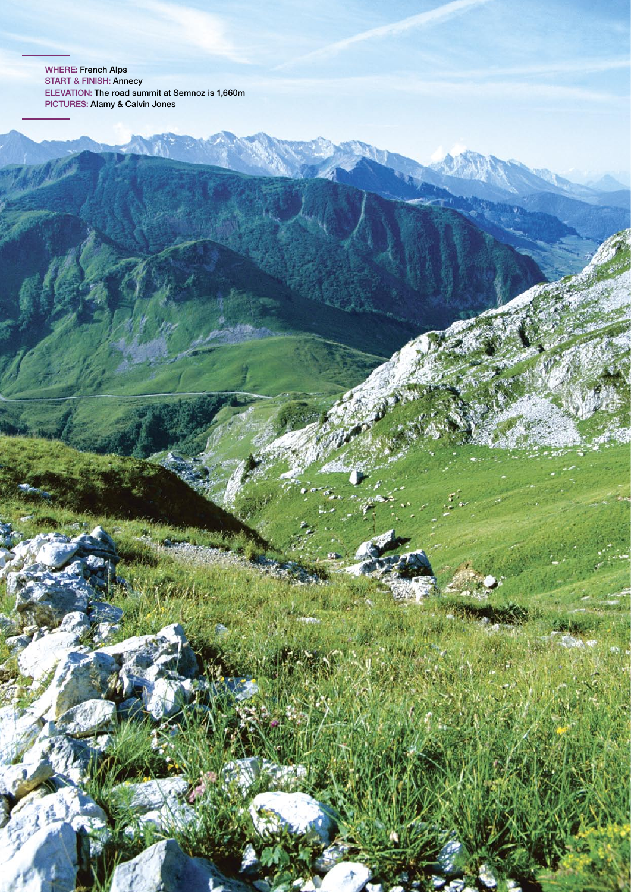**WHERE:** French Alps
**START & FINISH:** Annecy
**ELEVATION:** The road summit at Semnoz is 1,660m
**PICTURES:** Alamy & Calvin Jones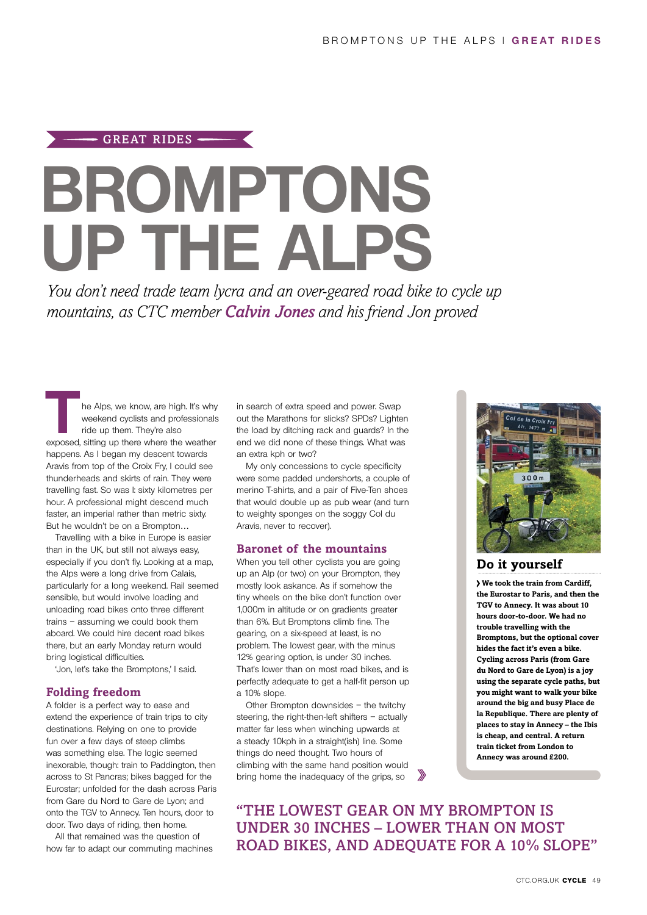GREAT RIDES

# BROMPTONS UP THE ALPS

*You don't need trade team lycra and an over-geared road bike to cycle up mountains, as CTC member **Calvin Jones** and his friend Jon proved*

The Alps, we know, are high. It's why weekend cyclists and professionals ride up them. They're also exposed, sitting up there where the weather happens. As I began my descent towards Aravis from top of the Croix Fry, I could see thunderheads and skirts of rain. They were travelling fast. So was I: sixty kilometres per hour. A professional might descend much faster, an imperial rather than metric sixty. But he wouldn't be on a Brompton…

Travelling with a bike in Europe is easier than in the UK, but still not always easy, especially if you don't fly. Looking at a map, the Alps were a long drive from Calais, particularly for a long weekend. Rail seemed sensible, but would involve loading and unloading road bikes onto three different trains – assuming we could book them aboard. We could hire decent road bikes there, but an early Monday return would bring logistical difficulties.

'Jon, let's take the Bromptons,' I said.

## Folding freedom

A folder is a perfect way to ease and extend the experience of train trips to city destinations. Relying on one to provide fun over a few days of steep climbs was something else. The logic seemed inexorable, though: train to Paddington, then across to St Pancras; bikes bagged for the Eurostar; unfolded for the dash across Paris from Gare du Nord to Gare de Lyon; and onto the TGV to Annecy. Ten hours, door to door. Two days of riding, then home.

All that remained was the question of how far to adapt our commuting machines in search of extra speed and power. Swap out the Marathons for slicks? SPDs? Lighten the load by ditching rack and guards? In the end we did none of these things. What was an extra kph or two?

My only concessions to cycle specificity were some padded undershorts, a couple of merino T-shirts, and a pair of Five-Ten shoes that would double up as pub wear (and turn to weighty sponges on the soggy Col du Aravis, never to recover).

## Baronet of the mountains

When you tell other cyclists you are going up an Alp (or two) on your Brompton, they mostly look askance. As if somehow the tiny wheels on the bike don't function over 1,000m in altitude or on gradients greater than 6%. But Bromptons climb fine. The gearing, on a six-speed at least, is no problem. The lowest gear, with the minus 12% gearing option, is under 30 inches. That's lower than on most road bikes, and is perfectly adequate to get a half-fit person up a 10% slope.

Other Brompton downsides – the twitchy steering, the right-then-left shifters – actually matter far less when winching upwards at a steady 10kph in a straight(ish) line. Some things do need thought. Two hours of climbing with the same hand position would bring home the inadequacy of the grips, so »

## Do it yourself

**› We took the train from Cardiff, the Eurostar to Paris, and then the TGV to Annecy. It was about 10 hours door-to-door. We had no trouble travelling with the Bromptons, but the optional cover hides the fact it's even a bike. Cycling across Paris (from Gare du Nord to Gare de Lyon) is a joy using the separate cycle paths, but you might want to walk your bike around the big and busy Place de la Republique. There are plenty of places to stay in Annecy – the Ibis is cheap, and central. A return train ticket from London to Annecy was around £200.**

> "THE LOWEST GEAR ON MY BROMPTON IS UNDER 30 INCHES – LOWER THAN ON MOST ROAD BIKES, AND ADEQUATE FOR A 10% SLOPE"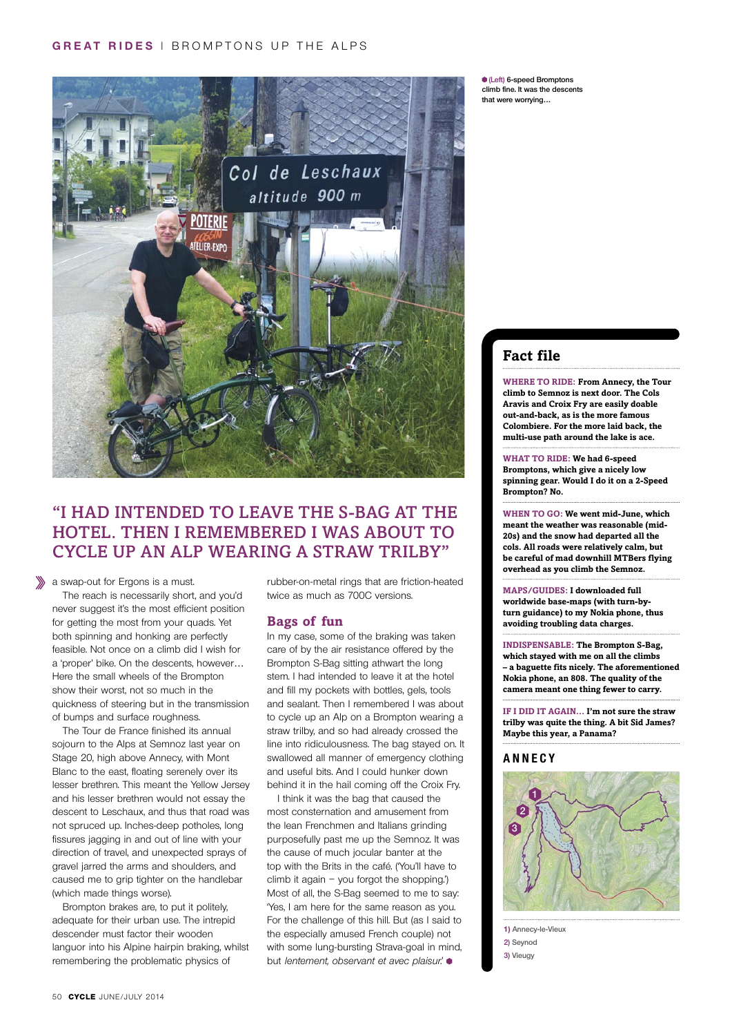(Left) 6-speed Bromptons climb fine. It was the descents that were worrying…

## "I HAD INTENDED TO LEAVE THE S-BAG AT THE HOTEL. THEN I REMEMBERED I WAS ABOUT TO CYCLE UP AN ALP WEARING A STRAW TRILBY"

a swap-out for Ergons is a must.

The reach is necessarily short, and you'd never suggest it's the most efficient position for getting the most from your quads. Yet both spinning and honking are perfectly feasible. Not once on a climb did I wish for a 'proper' bike. On the descents, however… Here the small wheels of the Brompton show their worst, not so much in the quickness of steering but in the transmission of bumps and surface roughness.

The Tour de France finished its annual sojourn to the Alps at Semnoz last year on Stage 20, high above Annecy, with Mont Blanc to the east, floating serenely over its lesser brethren. This meant the Yellow Jersey and his lesser brethren would not essay the descent to Leschaux, and thus that road was not spruced up. Inches-deep potholes, long fissures jagging in and out of line with your direction of travel, and unexpected sprays of gravel jarred the arms and shoulders, and caused me to grip tighter on the handlebar (which made things worse).

Brompton brakes are, to put it politely, adequate for their urban use. The intrepid descender must factor their wooden languor into his Alpine hairpin braking, whilst remembering the problematic physics of rubber-on-metal rings that are friction-heated twice as much as 700C versions.

### Bags of fun

In my case, some of the braking was taken care of by the air resistance offered by the Brompton S-Bag sitting athwart the long stem. I had intended to leave it at the hotel and fill my pockets with bottles, gels, tools and sealant. Then I remembered I was about to cycle up an Alp on a Brompton wearing a straw trilby, and so had already crossed the line into ridiculousness. The bag stayed on. It swallowed all manner of emergency clothing and useful bits. And I could hunker down behind it in the hail coming off the Croix Fry.

I think it was the bag that caused the most consternation and amusement from the lean Frenchmen and Italians grinding purposefully past me up the Semnoz. It was the cause of much jocular banter at the top with the Brits in the café. ('You'll have to climb it again – you forgot the shopping.') Most of all, the S-Bag seemed to me to say: 'Yes, I am here for the same reason as you. For the challenge of this hill. But (as I said to the especially amused French couple) not with some lung-bursting Strava-goal in mind, but *lentement, observant et avec plaisir*.'

## Fact file

**WHERE TO RIDE: From Annecy, the Tour climb to Semnoz is next door. The Cols Aravis and Croix Fry are easily doable out-and-back, as is the more famous Colombiere. For the more laid back, the multi-use path around the lake is ace.**

**WHAT TO RIDE: We had 6-speed Bromptons, which give a nicely low spinning gear. Would I do it on a 2-Speed Brompton? No.**

**WHEN TO GO: We went mid-June, which meant the weather was reasonable (mid-20s) and the snow had departed all the cols. All roads were relatively calm, but be careful of mad downhill MTBers flying overhead as you climb the Semnoz.**

**MAPS/GUIDES: I downloaded full worldwide base-maps (with turn-by-turn guidance) to my Nokia phone, thus avoiding troubling data charges.**

**INDISPENSABLE: The Brompton S-Bag, which stayed with me on all the climbs – a baguette fits nicely. The aforementioned Nokia phone, an 808. The quality of the camera meant one thing fewer to carry.**

**IF I DID IT AGAIN… I'm not sure the straw trilby was quite the thing. A bit Sid James? Maybe this year, a Panama?**

### ANNECY

1) Annecy-le-Vieux
2) Seynod
3) Vieugy